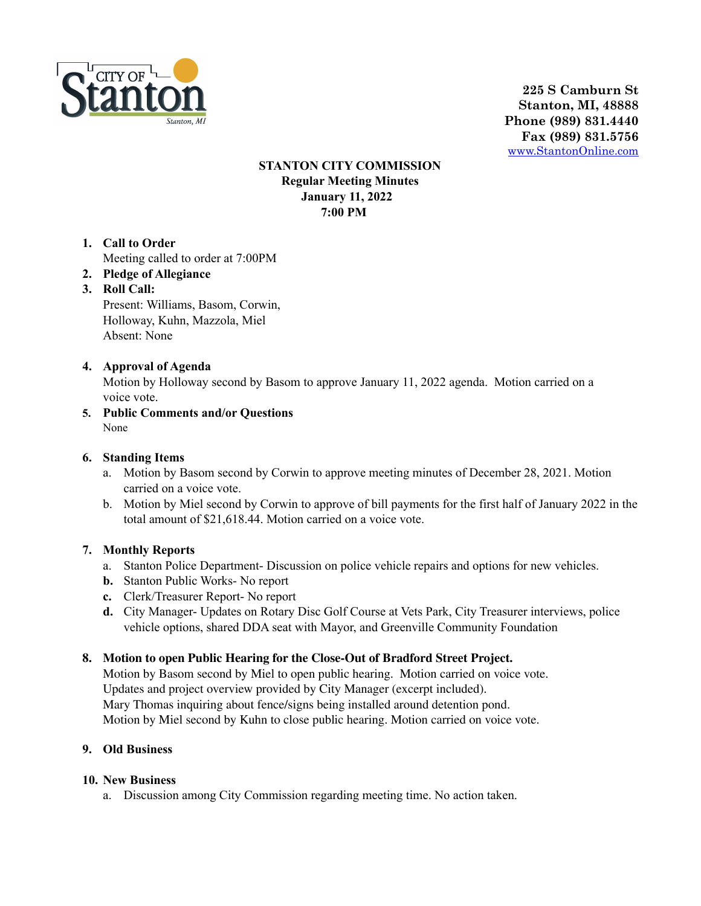CITY OF Stanton
Stanton, MI

**225 S Camburn St**
**Stanton, MI, 48888**
**Phone (989) 831.4440**
**Fax (989) 831.5756**
www.StantonOnline.com

**STANTON CITY COMMISSION**
**Regular Meeting Minutes**
**January 11, 2022**
**7:00 PM**

1. **Call to Order**
   Meeting called to order at 7:00PM
2. **Pledge of Allegiance**
3. **Roll Call:**
   Present: Williams, Basom, Corwin, Holloway, Kuhn, Mazzola, Miel
   Absent: None
4. **Approval of Agenda**
   Motion by Holloway second by Basom to approve January 11, 2022 agenda. Motion carried on a voice vote.
5. **Public Comments and/or Questions**
   None
6. **Standing Items**
   a. Motion by Basom second by Corwin to approve meeting minutes of December 28, 2021. Motion carried on a voice vote.
   b. Motion by Miel second by Corwin to approve of bill payments for the first half of January 2022 in the total amount of $21,618.44. Motion carried on a voice vote.
7. **Monthly Reports**
   a. Stanton Police Department- Discussion on police vehicle repairs and options for new vehicles.
   b. Stanton Public Works- No report
   c. Clerk/Treasurer Report- No report
   d. City Manager- Updates on Rotary Disc Golf Course at Vets Park, City Treasurer interviews, police vehicle options, shared DDA seat with Mayor, and Greenville Community Foundation
8. **Motion to open Public Hearing for the Close-Out of Bradford Street Project.**
   Motion by Basom second by Miel to open public hearing. Motion carried on voice vote.
   Updates and project overview provided by City Manager (excerpt included).
   Mary Thomas inquiring about fence/signs being installed around detention pond.
   Motion by Miel second by Kuhn to close public hearing. Motion carried on voice vote.
9. **Old Business**
10. **New Business**
    a. Discussion among City Commission regarding meeting time. No action taken.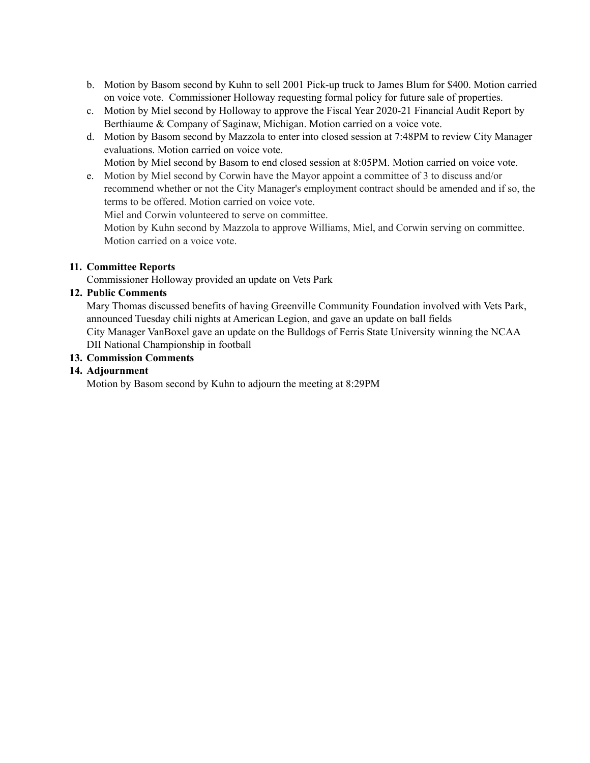b. Motion by Basom second by Kuhn to sell 2001 Pick-up truck to James Blum for $400. Motion carried on voice vote. Commissioner Holloway requesting formal policy for future sale of properties.
c. Motion by Miel second by Holloway to approve the Fiscal Year 2020-21 Financial Audit Report by Berthiaume & Company of Saginaw, Michigan. Motion carried on a voice vote.
d. Motion by Basom second by Mazzola to enter into closed session at 7:48PM to review City Manager evaluations. Motion carried on voice vote.
   Motion by Miel second by Basom to end closed session at 8:05PM. Motion carried on voice vote.
e. Motion by Miel second by Corwin have the Mayor appoint a committee of 3 to discuss and/or recommend whether or not the City Manager's employment contract should be amended and if so, the terms to be offered. Motion carried on voice vote.
   Miel and Corwin volunteered to serve on committee.
   Motion by Kuhn second by Mazzola to approve Williams, Miel, and Corwin serving on committee. Motion carried on a voice vote.

**11. Committee Reports**

Commissioner Holloway provided an update on Vets Park

**12. Public Comments**

Mary Thomas discussed benefits of having Greenville Community Foundation involved with Vets Park, announced Tuesday chili nights at American Legion, and gave an update on ball fields

City Manager VanBoxel gave an update on the Bulldogs of Ferris State University winning the NCAA DII National Championship in football

**13. Commission Comments**

**14. Adjournment**

Motion by Basom second by Kuhn to adjourn the meeting at 8:29PM